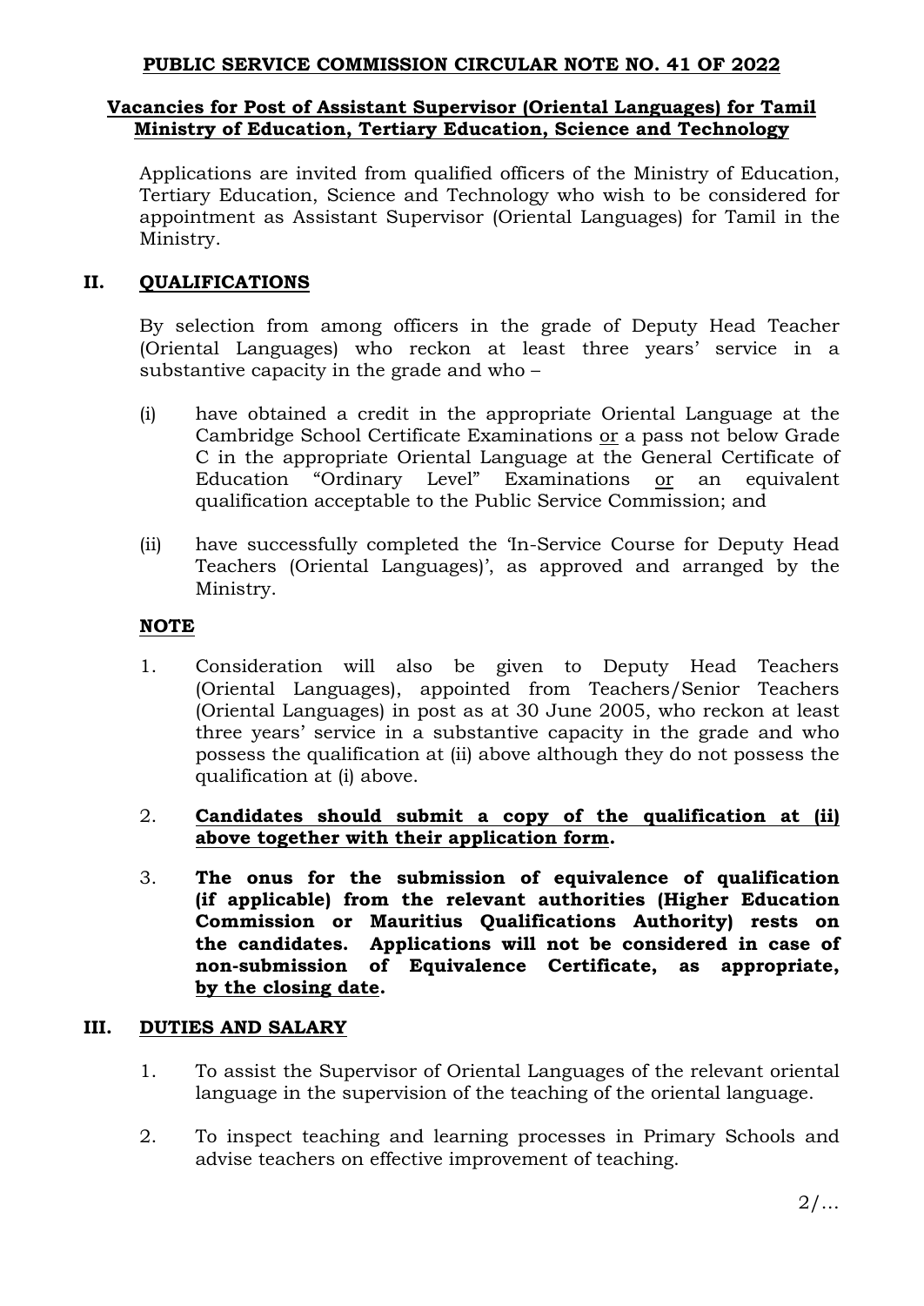# PUBLIC SERVICE COMMISSION CIRCULAR NOTE NO. 41 OF 2022

## Vacancies for Post of Assistant Supervisor (Oriental Languages) for Tamil Ministry of Education, Tertiary Education, Science and Technology

Applications are invited from qualified officers of the Ministry of Education, Tertiary Education, Science and Technology who wish to be considered for appointment as Assistant Supervisor (Oriental Languages) for Tamil in the Ministry.

## II. QUALIFICATIONS

By selection from among officers in the grade of Deputy Head Teacher (Oriental Languages) who reckon at least three years' service in a substantive capacity in the grade and who –

(i) have obtained a credit in the appropriate Oriental Language at the Cambridge School Certificate Examinations or a pass not below Grade C in the appropriate Oriental Language at the General Certificate of Education "Ordinary Level" Examinations or an equivalent qualification acceptable to the Public Service Commission; and

(ii) have successfully completed the 'In-Service Course for Deputy Head Teachers (Oriental Languages)', as approved and arranged by the Ministry.

### NOTE

1. Consideration will also be given to Deputy Head Teachers (Oriental Languages), appointed from Teachers/Senior Teachers (Oriental Languages) in post as at 30 June 2005, who reckon at least three years' service in a substantive capacity in the grade and who possess the qualification at (ii) above although they do not possess the qualification at (i) above.

2. **Candidates should submit a copy of the qualification at (ii) above together with their application form.**

3. **The onus for the submission of equivalence of qualification (if applicable) from the relevant authorities (Higher Education Commission or Mauritius Qualifications Authority) rests on the candidates. Applications will not be considered in case of non-submission of Equivalence Certificate, as appropriate, by the closing date.**

## III. DUTIES AND SALARY

1. To assist the Supervisor of Oriental Languages of the relevant oriental language in the supervision of the teaching of the oriental language.

2. To inspect teaching and learning processes in Primary Schools and advise teachers on effective improvement of teaching.

2/...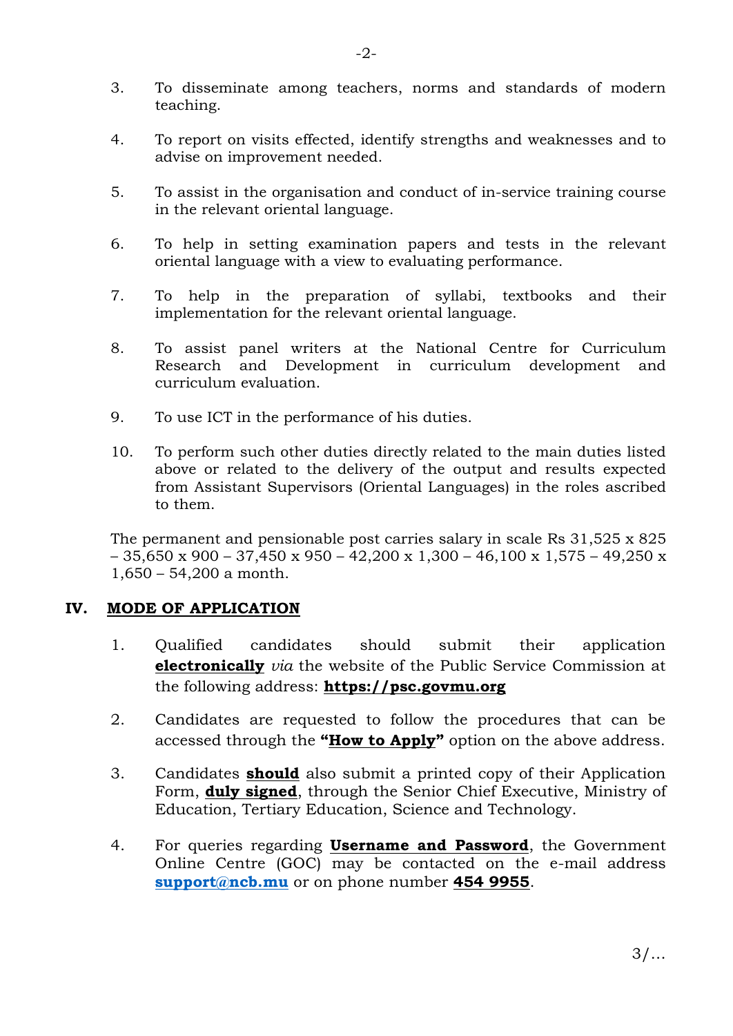3. To disseminate among teachers, norms and standards of modern teaching.

4. To report on visits effected, identify strengths and weaknesses and to advise on improvement needed.

5. To assist in the organisation and conduct of in-service training course in the relevant oriental language.

6. To help in setting examination papers and tests in the relevant oriental language with a view to evaluating performance.

7. To help in the preparation of syllabi, textbooks and their implementation for the relevant oriental language.

8. To assist panel writers at the National Centre for Curriculum Research and Development in curriculum development and curriculum evaluation.

9. To use ICT in the performance of his duties.

10. To perform such other duties directly related to the main duties listed above or related to the delivery of the output and results expected from Assistant Supervisors (Oriental Languages) in the roles ascribed to them.

The permanent and pensionable post carries salary in scale Rs 31,525 x 825 – 35,650 x 900 – 37,450 x 950 – 42,200 x 1,300 – 46,100 x 1,575 – 49,250 x 1,650 – 54,200 a month.

## IV. MODE OF APPLICATION

1. Qualified candidates should submit their application **electronically** *via* the website of the Public Service Commission at the following address: **https://psc.govmu.org**

2. Candidates are requested to follow the procedures that can be accessed through the **"How to Apply"** option on the above address.

3. Candidates **should** also submit a printed copy of their Application Form, **duly signed**, through the Senior Chief Executive, Ministry of Education, Tertiary Education, Science and Technology.

4. For queries regarding **Username and Password**, the Government Online Centre (GOC) may be contacted on the e-mail address **support@ncb.mu** or on phone number **454 9955**.

3/...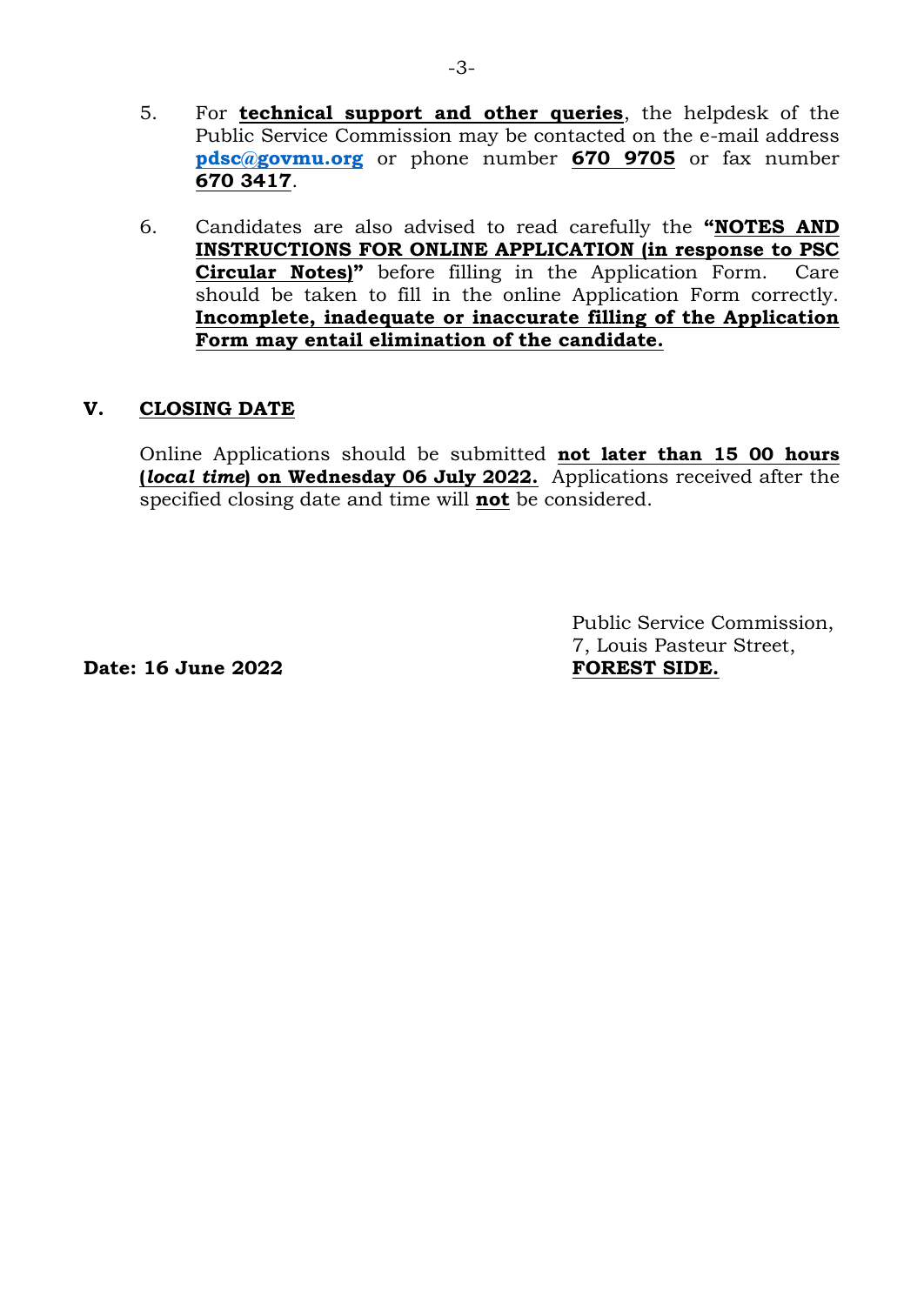5. For **technical support and other queries**, the helpdesk of the Public Service Commission may be contacted on the e-mail address **pdsc@govmu.org** or phone number **670 9705** or fax number **670 3417**.

6. Candidates are also advised to read carefully the **"NOTES AND INSTRUCTIONS FOR ONLINE APPLICATION (in response to PSC Circular Notes)"** before filling in the Application Form. Care should be taken to fill in the online Application Form correctly. **Incomplete, inadequate or inaccurate filling of the Application Form may entail elimination of the candidate.**

## V. CLOSING DATE

Online Applications should be submitted **not later than 15 00 hours (*local time*) on Wednesday 06 July 2022.** Applications received after the specified closing date and time will **not** be considered.

Public Service Commission,
7, Louis Pasteur Street,
**FOREST SIDE.**

**Date: 16 June 2022**